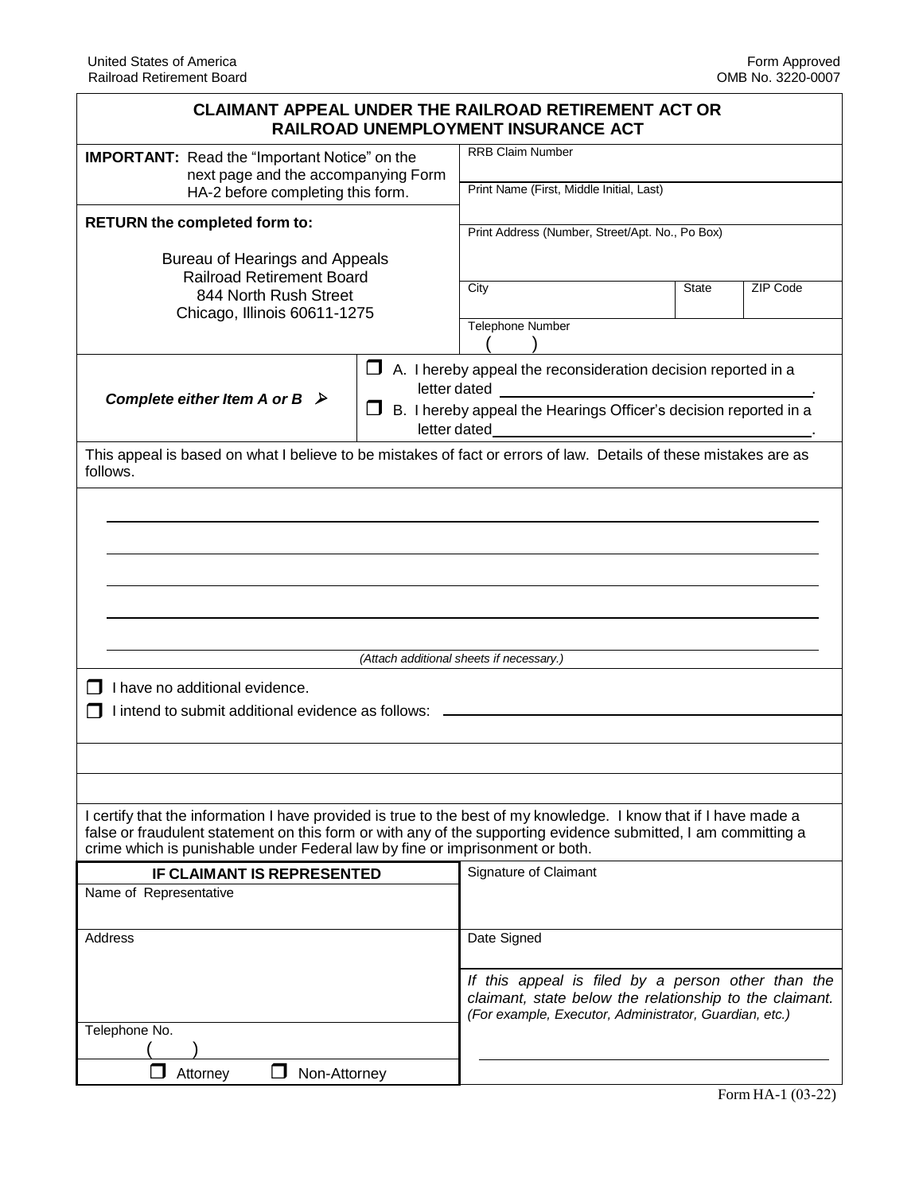United States of America
Railroad Retirement Board

Form Approved
OMB No. 3220-0007

# CLAIMANT APPEAL UNDER THE RAILROAD RETIREMENT ACT OR RAILROAD UNEMPLOYMENT INSURANCE ACT

**IMPORTANT:** Read the "Important Notice" on the next page and the accompanying Form HA-2 before completing this form.

**RETURN the completed form to:**

Bureau of Hearings and Appeals
Railroad Retirement Board
844 North Rush Street
Chicago, Illinois 60611-1275

RRB Claim Number

Print Name (First, Middle Initial, Last)

Print Address (Number, Street/Apt. No., Po Box)

| City | State | ZIP Code |
|---|---|---|
| | | |

Telephone Number
( )

***Complete either Item A or B*** ➢

☐ A. I hereby appeal the reconsideration decision reported in a letter dated \_\_\_\_\_\_\_\_\_\_\_\_\_\_\_\_\_\_\_\_.

☐ B. I hereby appeal the Hearings Officer's decision reported in a letter dated\_\_\_\_\_\_\_\_\_\_\_\_\_\_\_\_\_\_\_\_.

This appeal is based on what I believe to be mistakes of fact or errors of law. Details of these mistakes are as follows.

\_\_\_\_\_\_\_\_\_\_\_\_\_\_\_\_\_\_\_\_\_\_\_\_\_\_\_\_\_\_\_\_\_\_\_\_\_\_\_\_

\_\_\_\_\_\_\_\_\_\_\_\_\_\_\_\_\_\_\_\_\_\_\_\_\_\_\_\_\_\_\_\_\_\_\_\_\_\_\_\_

\_\_\_\_\_\_\_\_\_\_\_\_\_\_\_\_\_\_\_\_\_\_\_\_\_\_\_\_\_\_\_\_\_\_\_\_\_\_\_\_

\_\_\_\_\_\_\_\_\_\_\_\_\_\_\_\_\_\_\_\_\_\_\_\_\_\_\_\_\_\_\_\_\_\_\_\_\_\_\_\_

\_\_\_\_\_\_\_\_\_\_\_\_\_\_\_\_\_\_\_\_\_\_\_\_\_\_\_\_\_\_\_\_\_\_\_\_\_\_\_\_

*(Attach additional sheets if necessary.)*

☐ I have no additional evidence.

☐ I intend to submit additional evidence as follows: \_\_\_\_\_\_\_\_\_\_\_\_\_\_\_\_\_\_\_\_

I certify that the information I have provided is true to the best of my knowledge. I know that if I have made a false or fraudulent statement on this form or with any of the supporting evidence submitted, I am committing a crime which is punishable under Federal law by fine or imprisonment or both.

**IF CLAIMANT IS REPRESENTED**

Name of Representative

Address

Telephone No.
( )

☐ Attorney ☐ Non-Attorney

Signature of Claimant

Date Signed

*If this appeal is filed by a person other than the claimant, state below the relationship to the claimant. (For example, Executor, Administrator, Guardian, etc.)*

\_\_\_\_\_\_\_\_\_\_\_\_\_\_\_\_\_\_\_\_

Form HA-1 (03-22)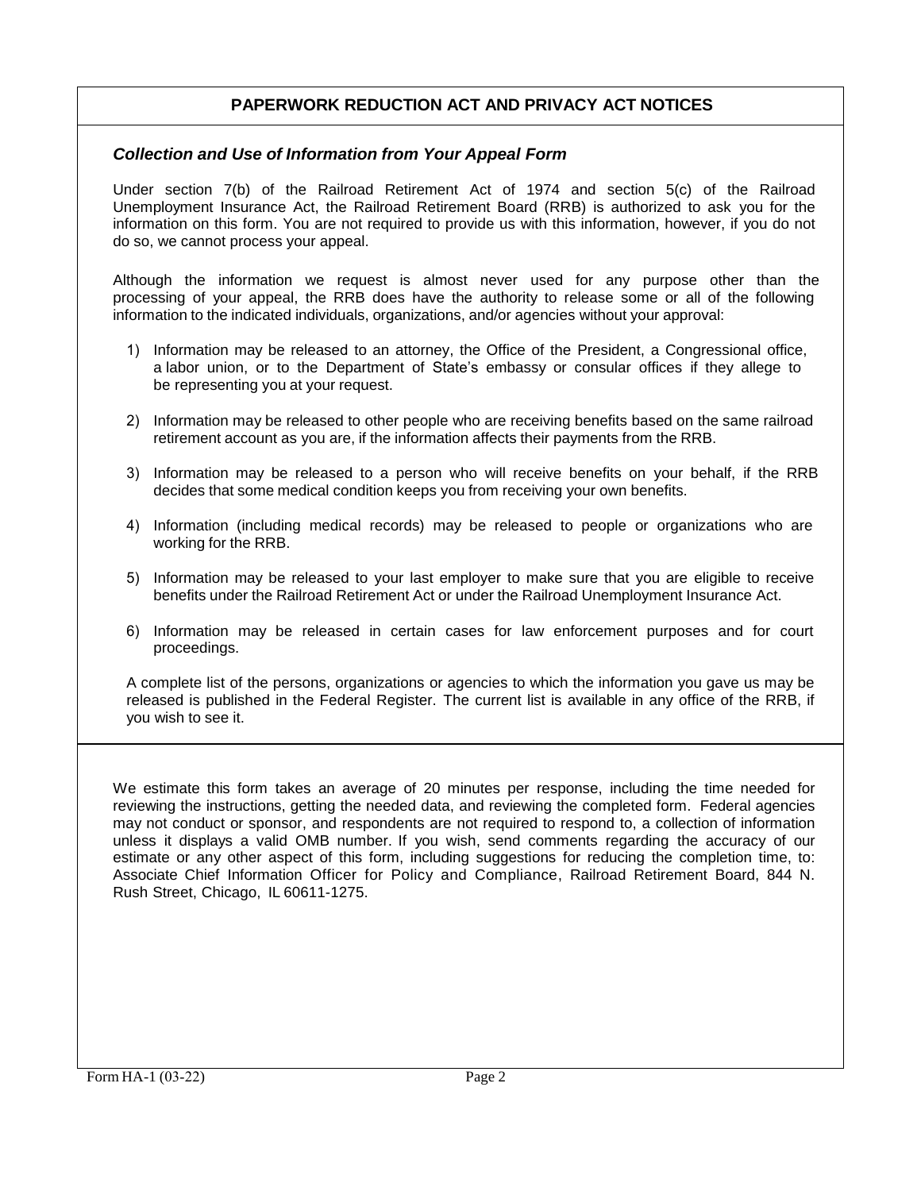## PAPERWORK REDUCTION ACT AND PRIVACY ACT NOTICES

### *Collection and Use of Information from Your Appeal Form*

Under section 7(b) of the Railroad Retirement Act of 1974 and section 5(c) of the Railroad Unemployment Insurance Act, the Railroad Retirement Board (RRB) is authorized to ask you for the information on this form. You are not required to provide us with this information, however, if you do not do so, we cannot process your appeal.

Although the information we request is almost never used for any purpose other than the processing of your appeal, the RRB does have the authority to release some or all of the following information to the indicated individuals, organizations, and/or agencies without your approval:

1) Information may be released to an attorney, the Office of the President, a Congressional office, a labor union, or to the Department of State's embassy or consular offices if they allege to be representing you at your request.
2) Information may be released to other people who are receiving benefits based on the same railroad retirement account as you are, if the information affects their payments from the RRB.
3) Information may be released to a person who will receive benefits on your behalf, if the RRB decides that some medical condition keeps you from receiving your own benefits.
4) Information (including medical records) may be released to people or organizations who are working for the RRB.
5) Information may be released to your last employer to make sure that you are eligible to receive benefits under the Railroad Retirement Act or under the Railroad Unemployment Insurance Act.
6) Information may be released in certain cases for law enforcement purposes and for court proceedings.

A complete list of the persons, organizations or agencies to which the information you gave us may be released is published in the Federal Register. The current list is available in any office of the RRB, if you wish to see it.

We estimate this form takes an average of 20 minutes per response, including the time needed for reviewing the instructions, getting the needed data, and reviewing the completed form. Federal agencies may not conduct or sponsor, and respondents are not required to respond to, a collection of information unless it displays a valid OMB number. If you wish, send comments regarding the accuracy of our estimate or any other aspect of this form, including suggestions for reducing the completion time, to: Associate Chief Information Officer for Policy and Compliance, Railroad Retirement Board, 844 N. Rush Street, Chicago, IL 60611-1275.

Form HA-1 (03-22)